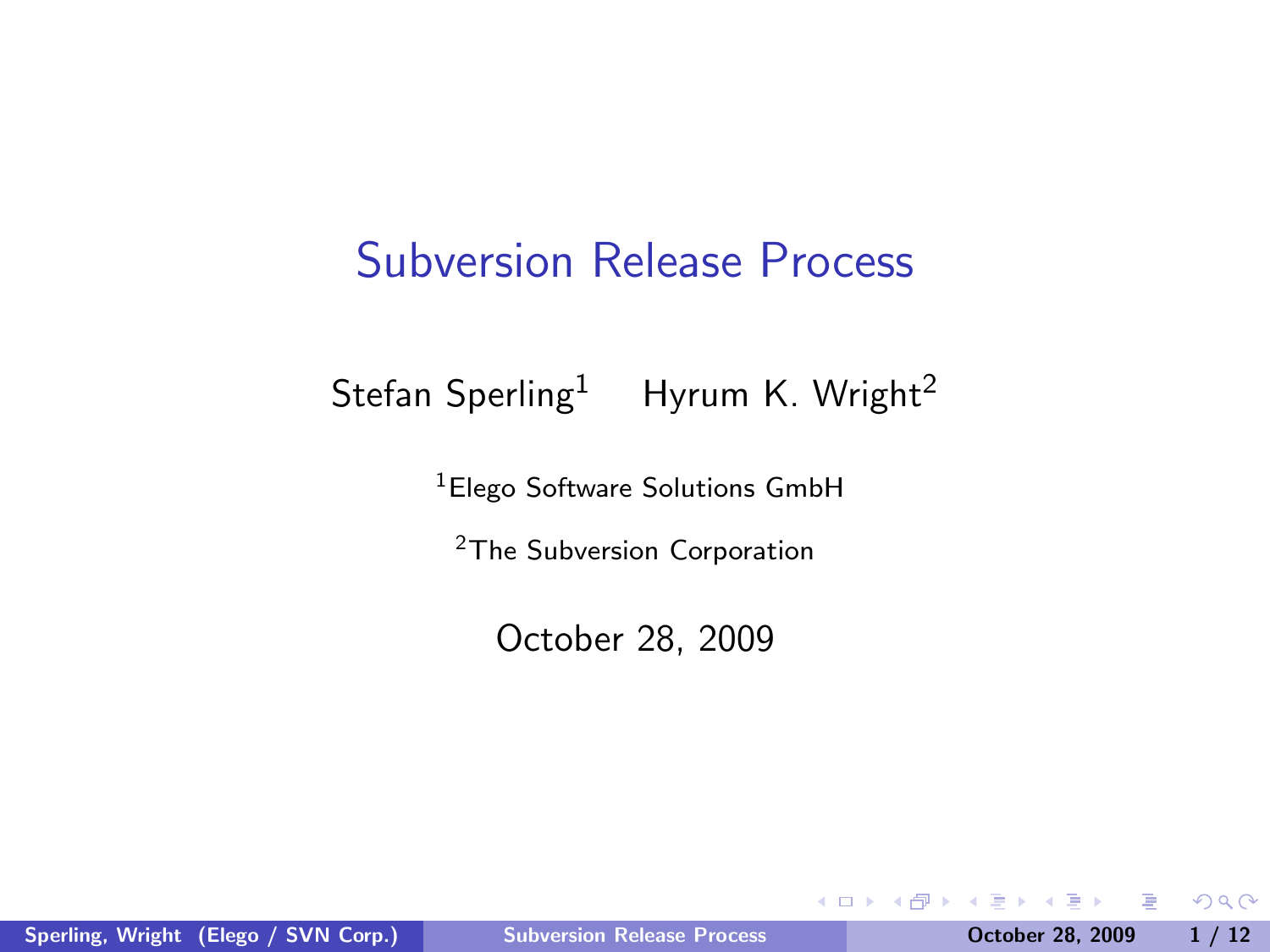# Subversion Release Process

Stefan Sperling[1] Hyrum K. Wright[2]

[1]Elego Software Solutions GmbH

[2]The Subversion Corporation

October 28, 2009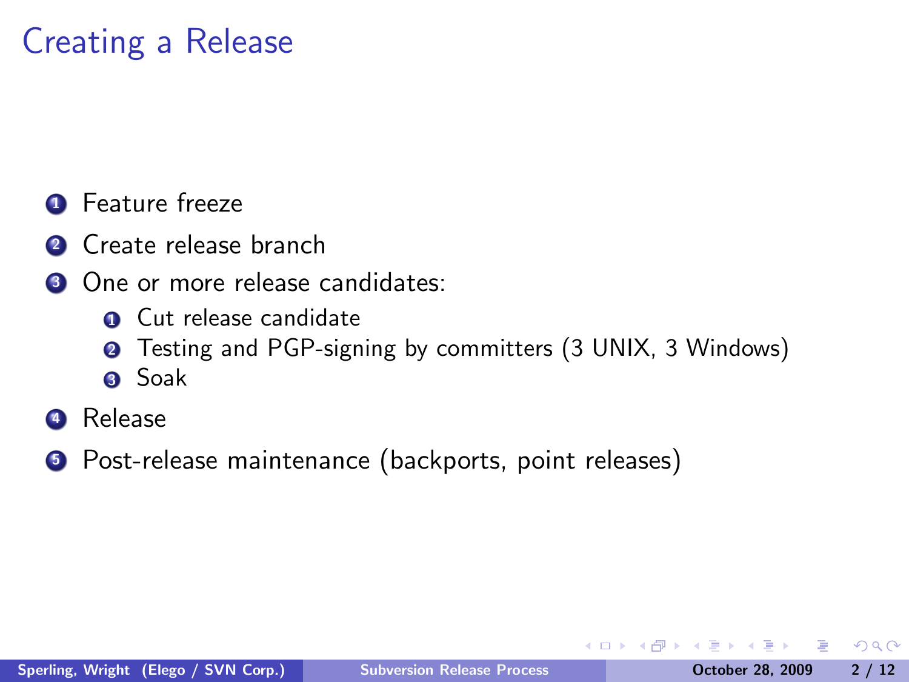# Creating a Release

1. Feature freeze
2. Create release branch
3. One or more release candidates:
   1. Cut release candidate
   2. Testing and PGP-signing by committers (3 UNIX, 3 Windows)
   3. Soak
4. Release
5. Post-release maintenance (backports, point releases)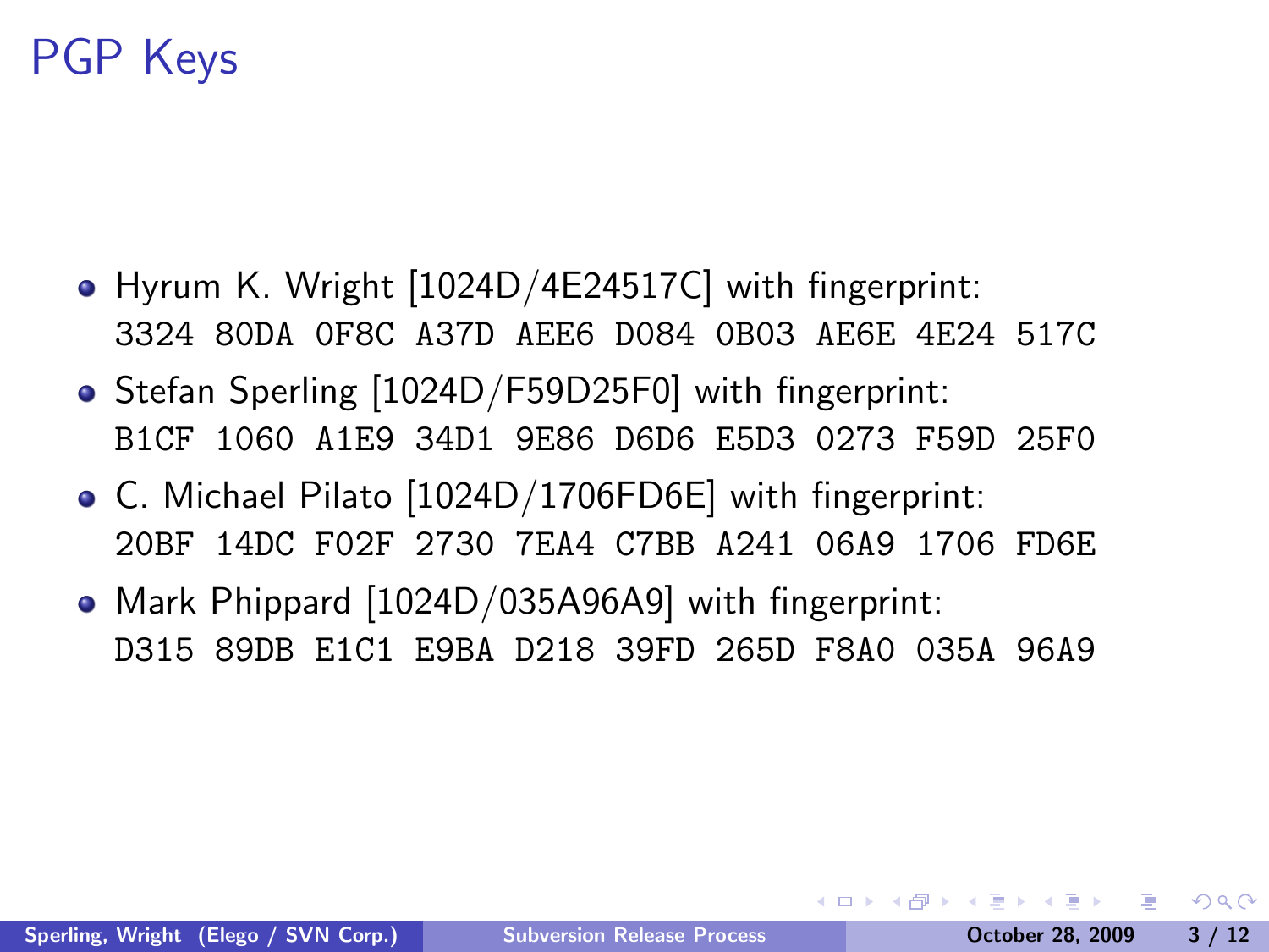# PGP Keys

- Hyrum K. Wright [1024D/4E24517C] with fingerprint:
  `3324 80DA 0F8C A37D AEE6 D084 0B03 AE6E 4E24 517C`
- Stefan Sperling [1024D/F59D25F0] with fingerprint:
  `B1CF 1060 A1E9 34D1 9E86 D6D6 E5D3 0273 F59D 25F0`
- C. Michael Pilato [1024D/1706FD6E] with fingerprint:
  `20BF 14DC F02F 2730 7EA4 C7BB A241 06A9 1706 FD6E`
- Mark Phippard [1024D/035A96A9] with fingerprint:
  `D315 89DB E1C1 E9BA D218 39FD 265D F8A0 035A 96A9`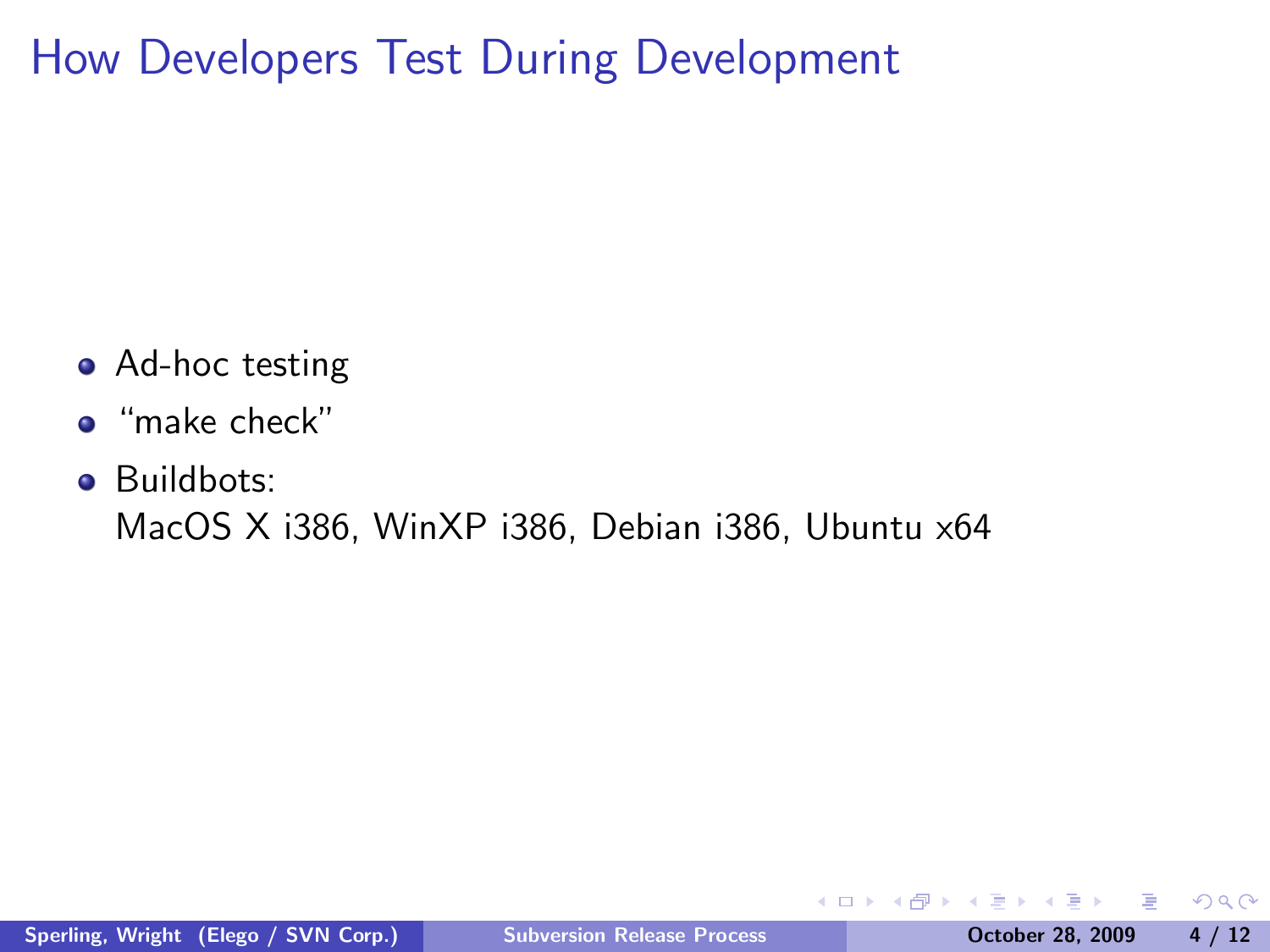# How Developers Test During Development

- Ad-hoc testing
- “make check”
- Buildbots:
  MacOS X i386, WinXP i386, Debian i386, Ubuntu x64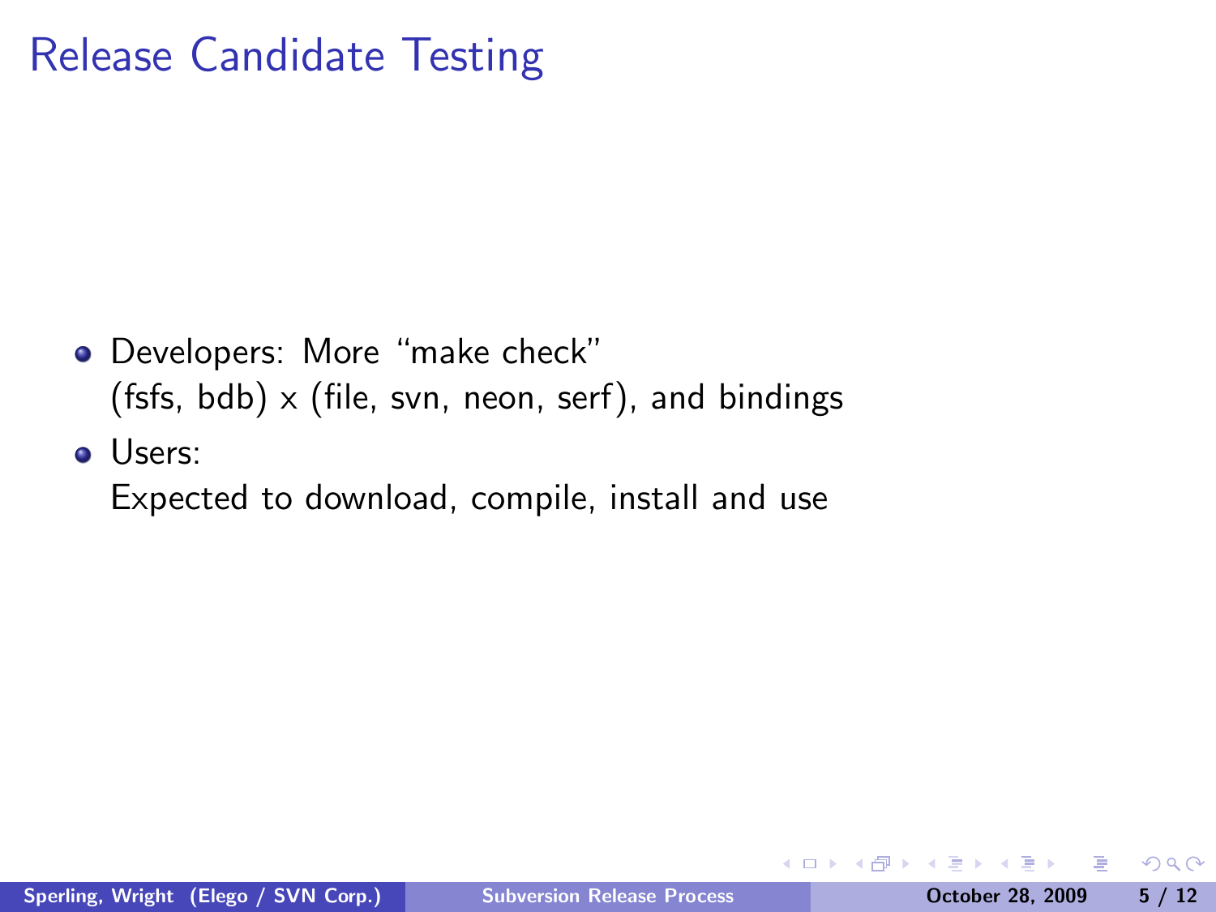# Release Candidate Testing

- Developers: More “make check”
  (fsfs, bdb) x (file, svn, neon, serf), and bindings
- Users:
  Expected to download, compile, install and use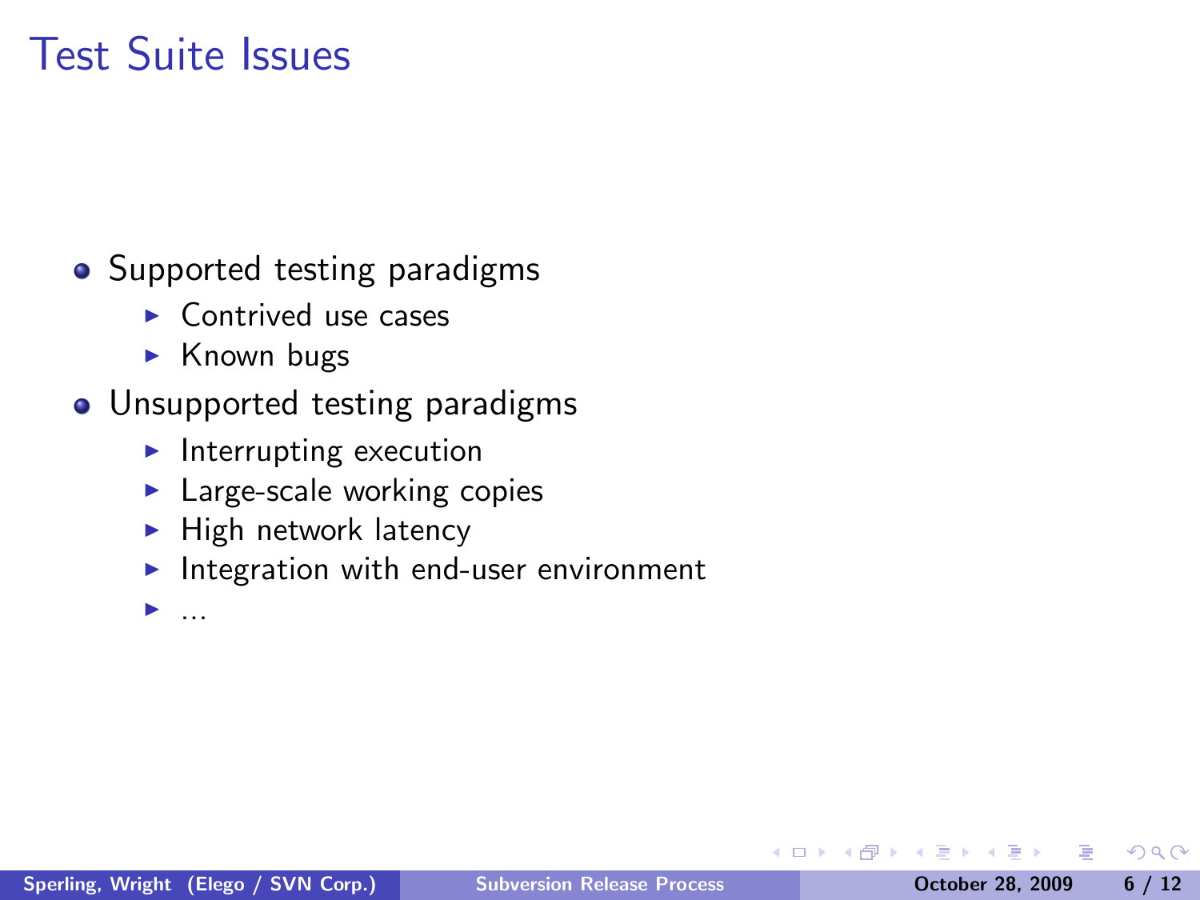# Test Suite Issues

- Supported testing paradigms
  - Contrived use cases
  - Known bugs
- Unsupported testing paradigms
  - Interrupting execution
  - Large-scale working copies
  - High network latency
  - Integration with end-user environment
  - ...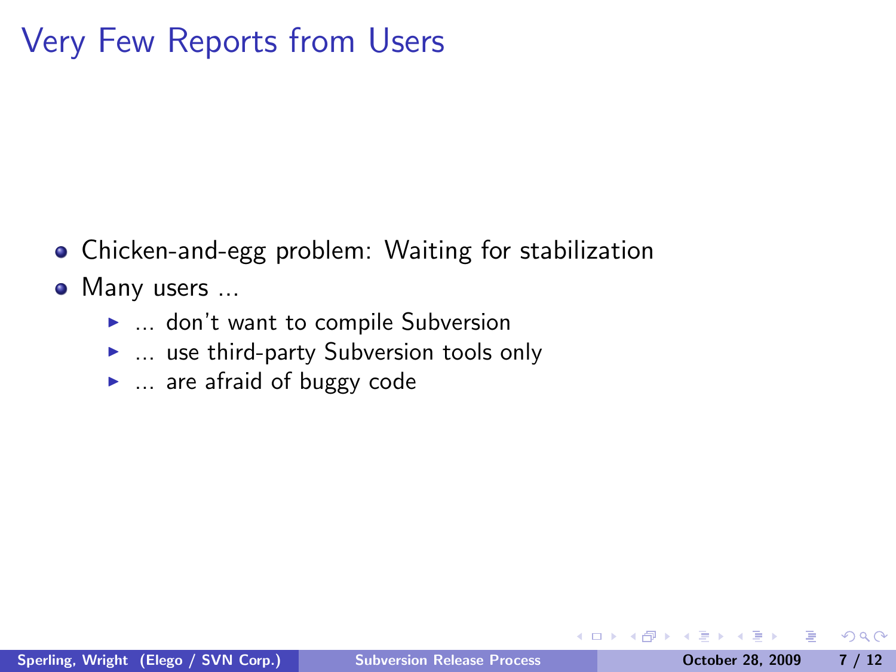# Very Few Reports from Users

- Chicken-and-egg problem: Waiting for stabilization
- Many users ...
  - ... don't want to compile Subversion
  - ... use third-party Subversion tools only
  - ... are afraid of buggy code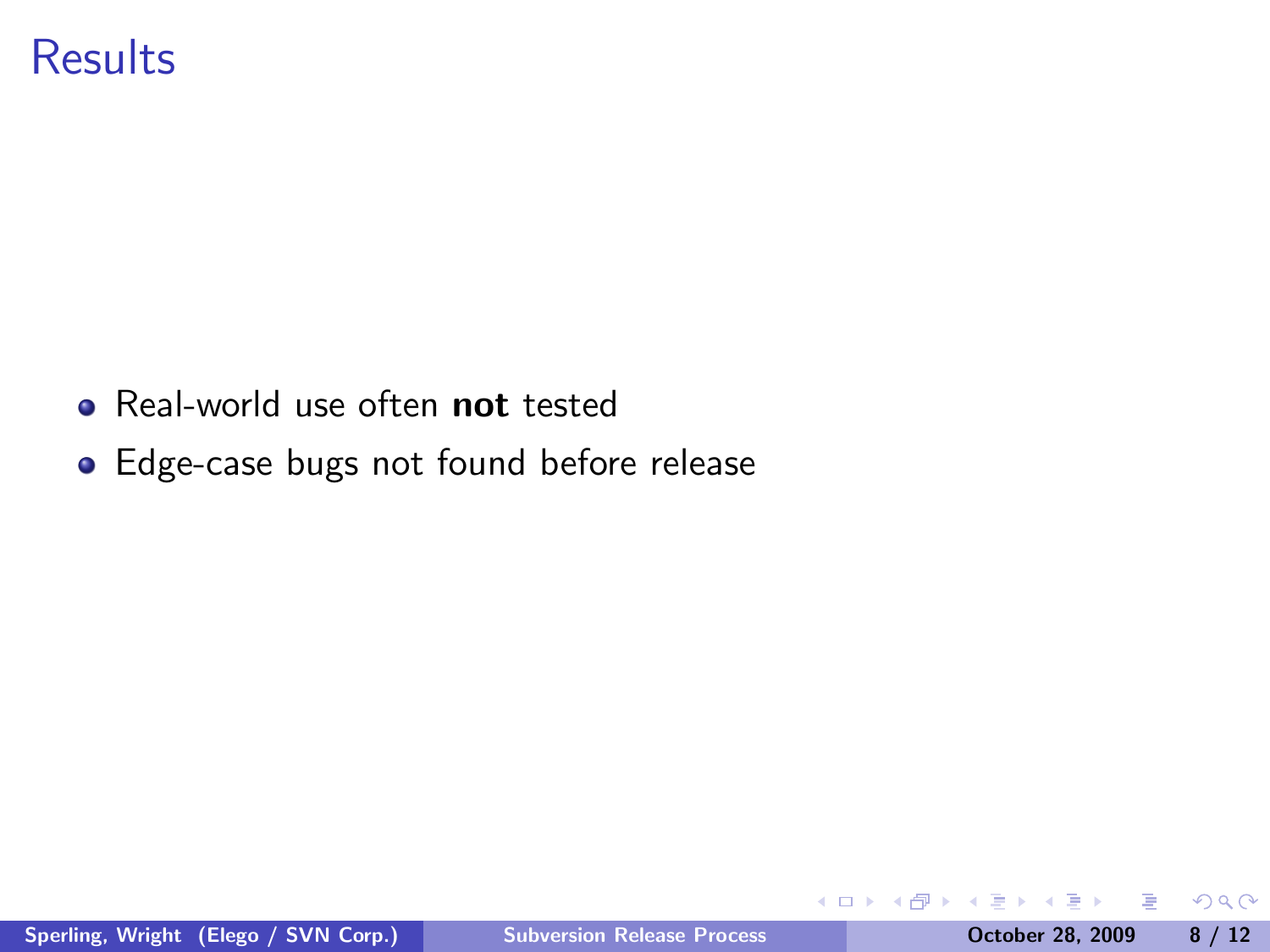# Results

- Real-world use often **not** tested
- Edge-case bugs not found before release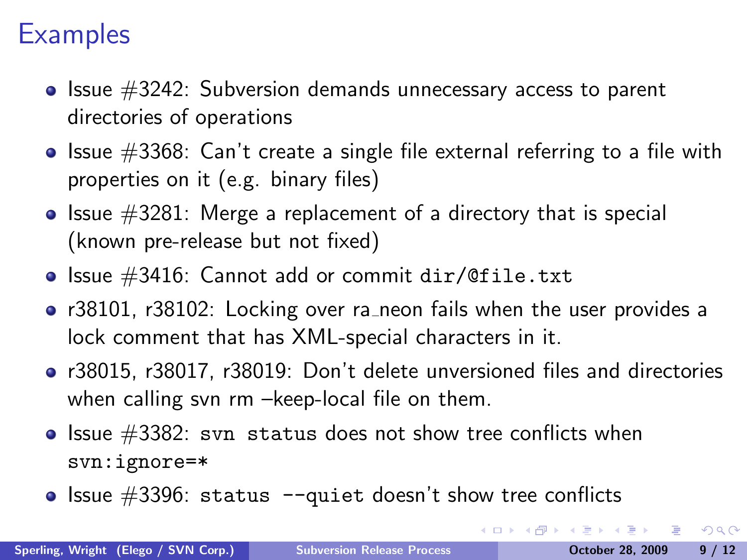# Examples

- Issue #3242: Subversion demands unnecessary access to parent directories of operations
- Issue #3368: Can't create a single file external referring to a file with properties on it (e.g. binary files)
- Issue #3281: Merge a replacement of a directory that is special (known pre-release but not fixed)
- Issue #3416: Cannot add or commit `dir/@file.txt`
- r38101, r38102: Locking over ra_neon fails when the user provides a lock comment that has XML-special characters in it.
- r38015, r38017, r38019: Don't delete unversioned files and directories when calling svn rm –keep-local file on them.
- Issue #3382: `svn status` does not show tree conflicts when `svn:ignore=*`
- Issue #3396: `status --quiet` doesn't show tree conflicts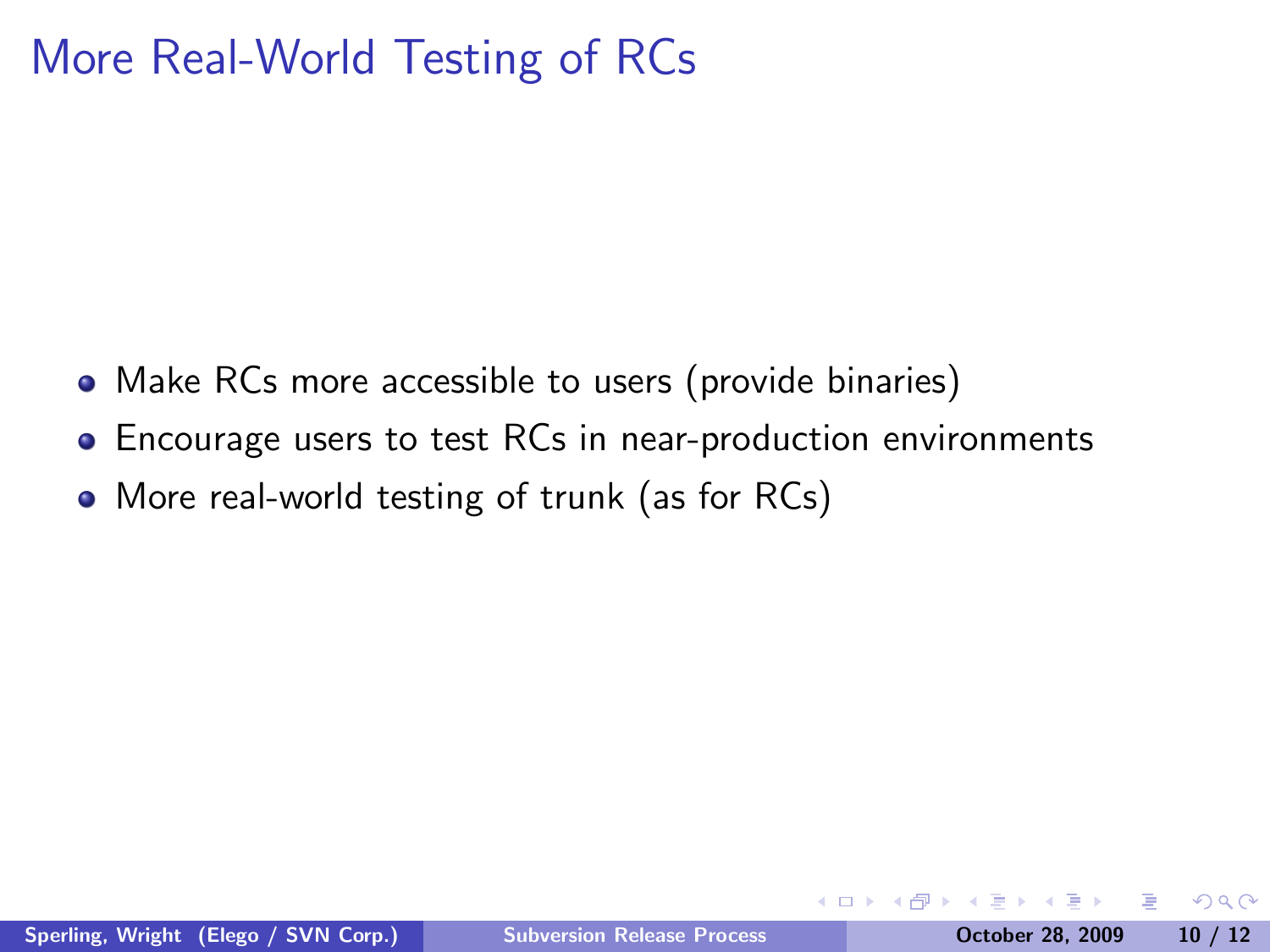# More Real-World Testing of RCs

- Make RCs more accessible to users (provide binaries)
- Encourage users to test RCs in near-production environments
- More real-world testing of trunk (as for RCs)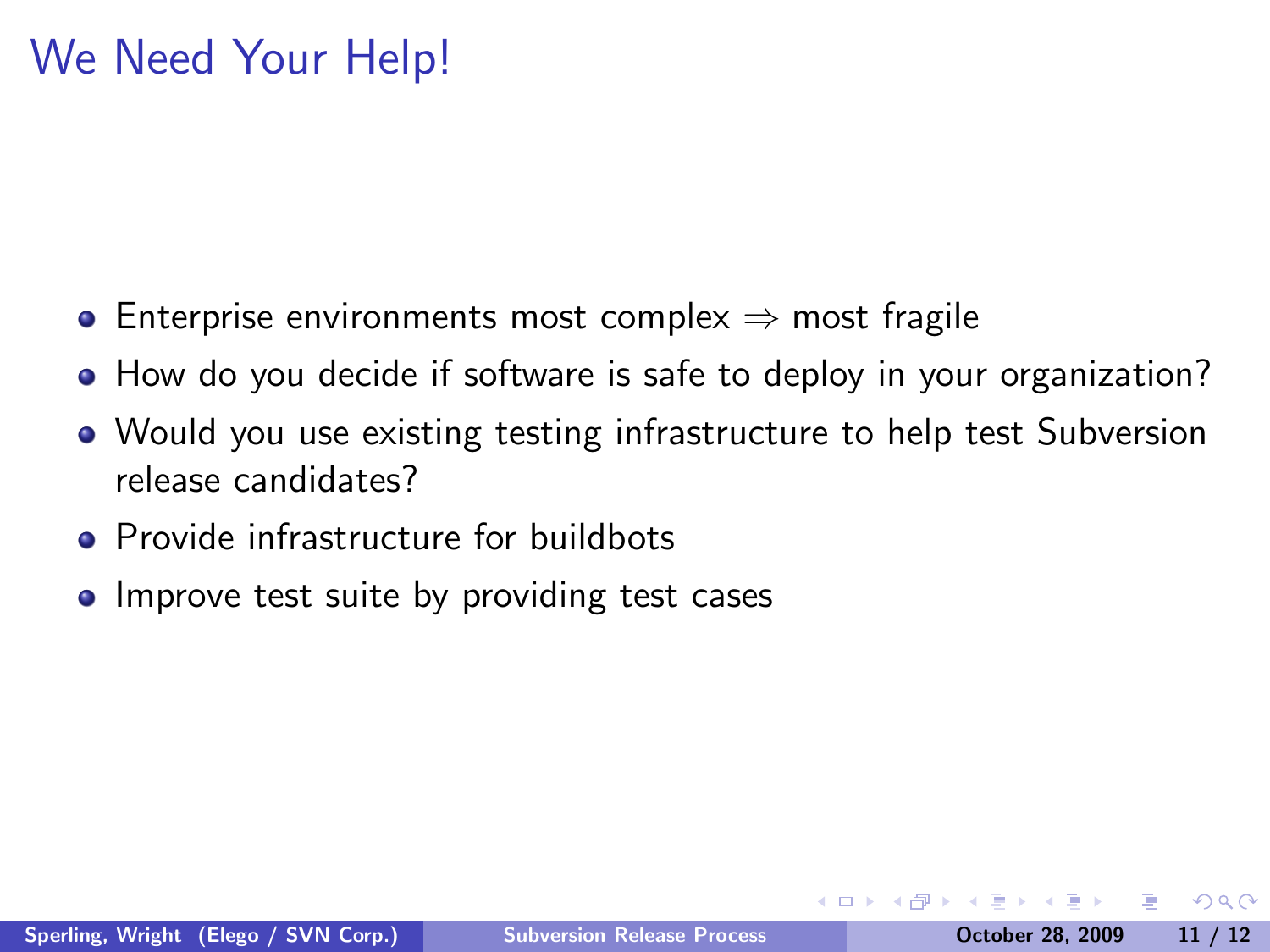# We Need Your Help!

- Enterprise environments most complex $\Rightarrow$ most fragile
- How do you decide if software is safe to deploy in your organization?
- Would you use existing testing infrastructure to help test Subversion release candidates?
- Provide infrastructure for buildbots
- Improve test suite by providing test cases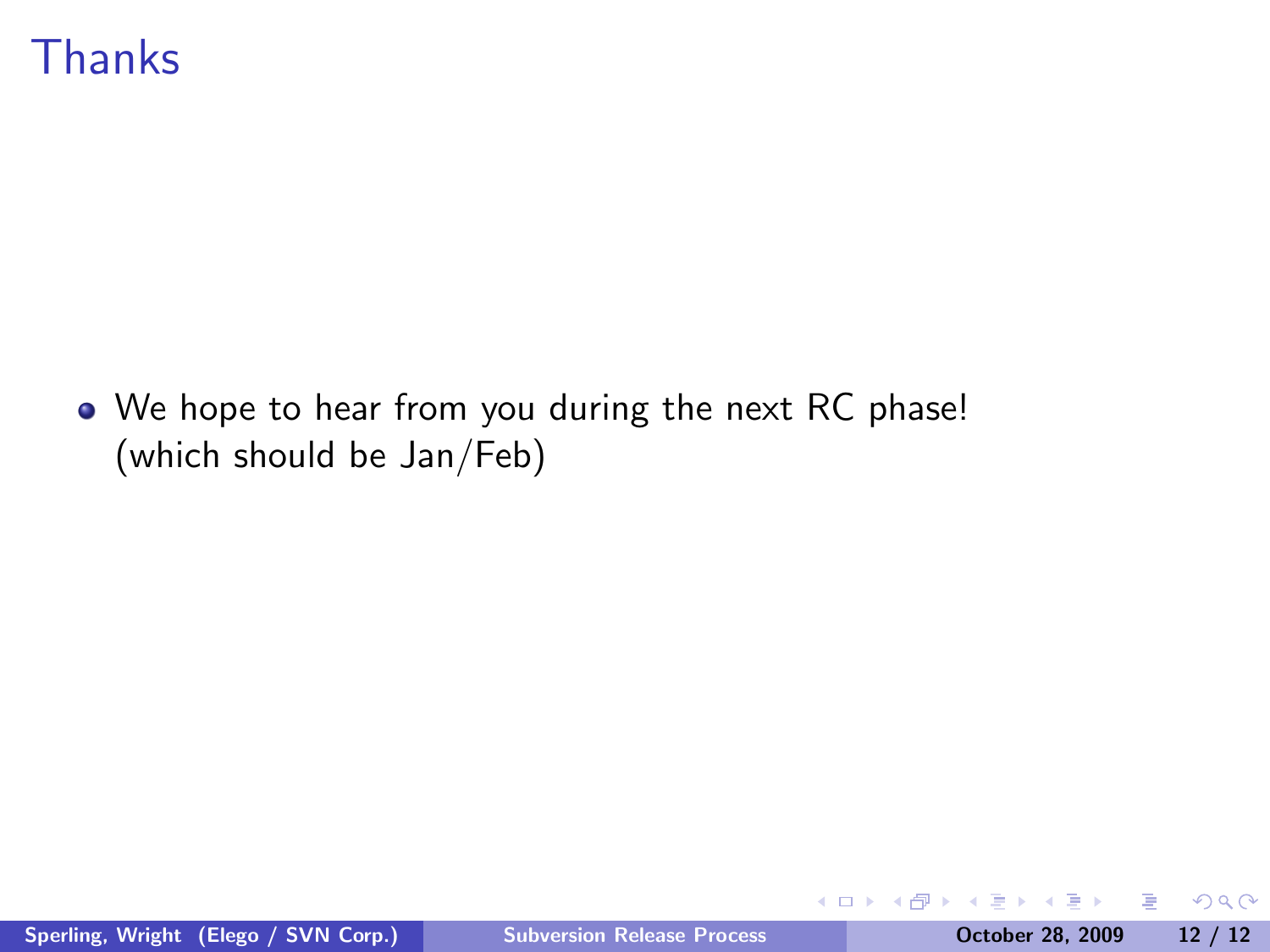# Thanks

- We hope to hear from you during the next RC phase! (which should be Jan/Feb)